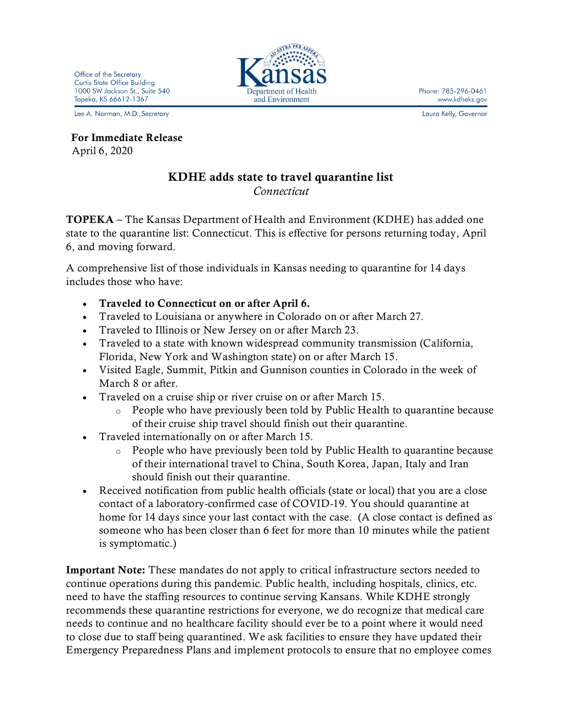Office of the Secretary
Curtis State Office Building
1000 SW Jackson St., Suite 540
Topeka, KS 66612-1367

Kansas
Department of Health and Environment

Phone: 785-296-0461
www.kdheks.gov

Lee A. Norman, M.D., Secretary

Laura Kelly, Governor

**For Immediate Release**
April 6, 2020

## KDHE adds state to travel quarantine list

*Connecticut*

**TOPEKA** – The Kansas Department of Health and Environment (KDHE) has added one state to the quarantine list: Connecticut. This is effective for persons returning today, April 6, and moving forward.

A comprehensive list of those individuals in Kansas needing to quarantine for 14 days includes those who have:

- **Traveled to Connecticut on or after April 6.**
- Traveled to Louisiana or anywhere in Colorado on or after March 27.
- Traveled to Illinois or New Jersey on or after March 23.
- Traveled to a state with known widespread community transmission (California, Florida, New York and Washington state) on or after March 15.
- Visited Eagle, Summit, Pitkin and Gunnison counties in Colorado in the week of March 8 or after.
- Traveled on a cruise ship or river cruise on or after March 15.
  - People who have previously been told by Public Health to quarantine because of their cruise ship travel should finish out their quarantine.
- Traveled internationally on or after March 15.
  - People who have previously been told by Public Health to quarantine because of their international travel to China, South Korea, Japan, Italy and Iran should finish out their quarantine.
- Received notification from public health officials (state or local) that you are a close contact of a laboratory-confirmed case of COVID-19. You should quarantine at home for 14 days since your last contact with the case. (A close contact is defined as someone who has been closer than 6 feet for more than 10 minutes while the patient is symptomatic.)

**Important Note:** These mandates do not apply to critical infrastructure sectors needed to continue operations during this pandemic. Public health, including hospitals, clinics, etc. need to have the staffing resources to continue serving Kansans. While KDHE strongly recommends these quarantine restrictions for everyone, we do recognize that medical care needs to continue and no healthcare facility should ever be to a point where it would need to close due to staff being quarantined. We ask facilities to ensure they have updated their Emergency Preparedness Plans and implement protocols to ensure that no employee comes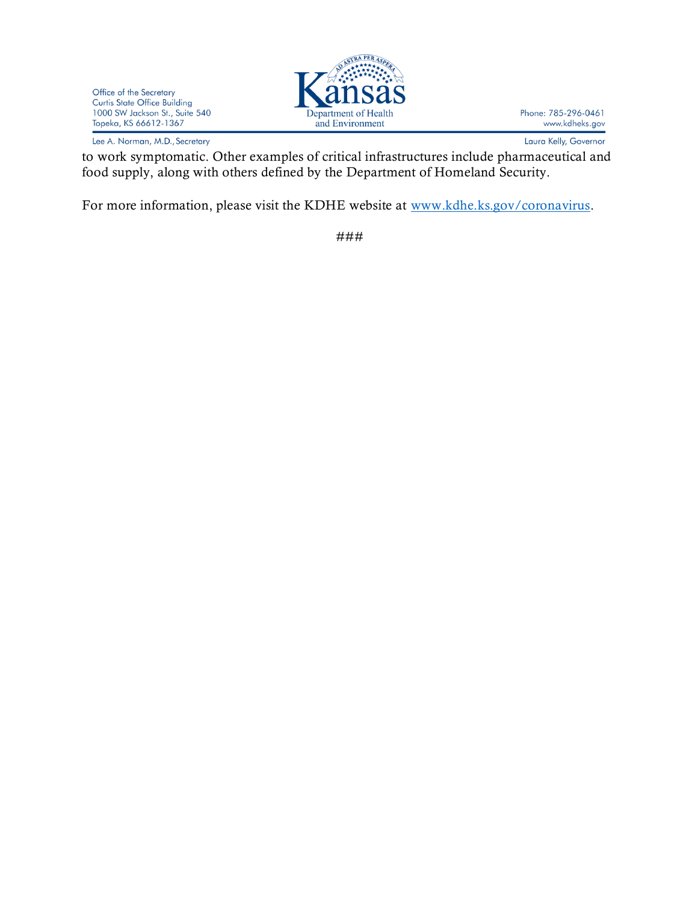to work symptomatic. Other examples of critical infrastructures include pharmaceutical and food supply, along with others defined by the Department of Homeland Security.

For more information, please visit the KDHE website at www.kdhe.ks.gov/coronavirus.

###